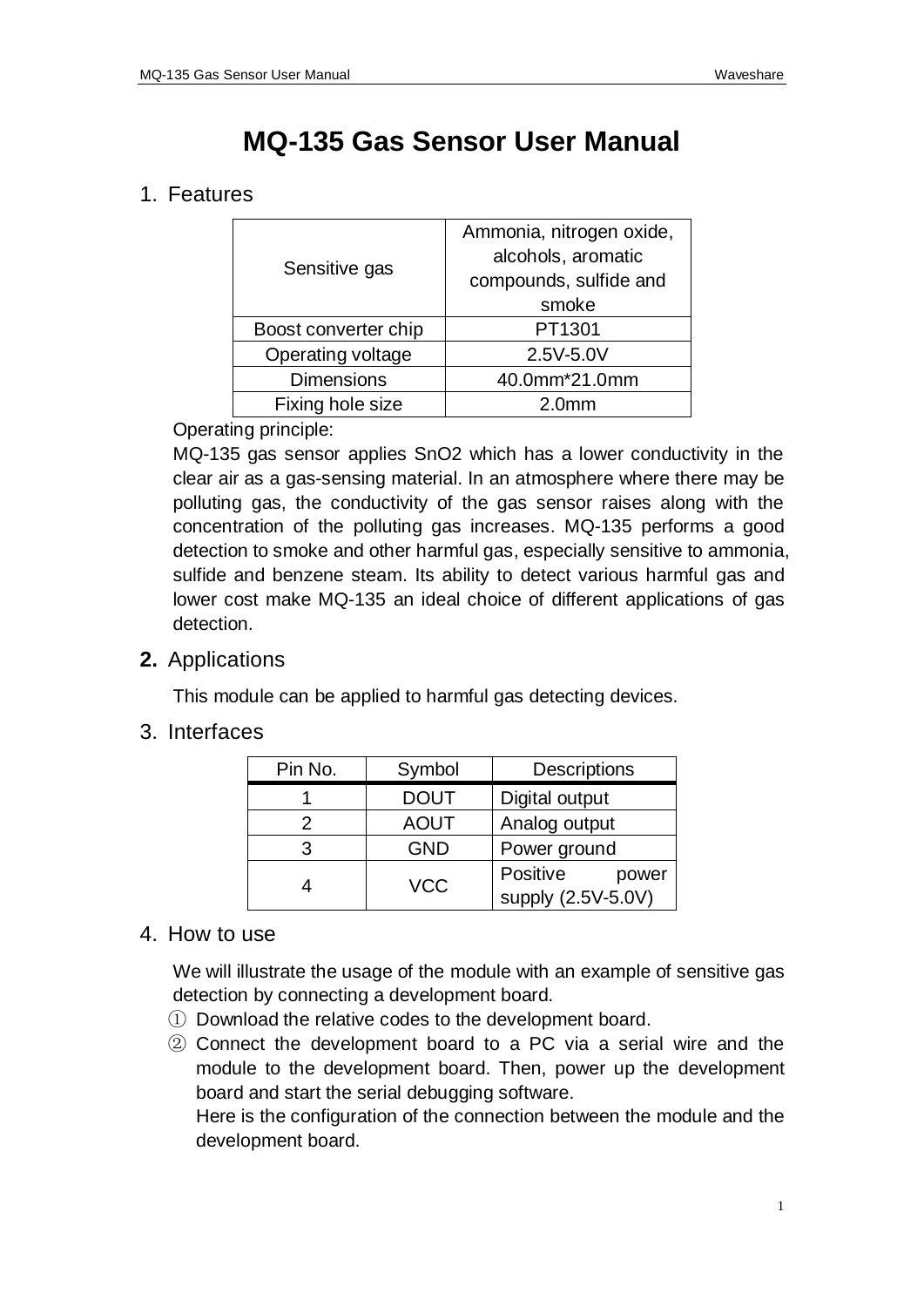# MQ-135 Gas Sensor User Manual

## 1. Features

| Sensitive gas | Ammonia, nitrogen oxide, alcohols, aromatic compounds, sulfide and smoke |
|---|---|
| Boost converter chip | PT1301 |
| Operating voltage | 2.5V-5.0V |
| Dimensions | 40.0mm*21.0mm |
| Fixing hole size | 2.0mm |

Operating principle:

MQ-135 gas sensor applies $SnO_2$ which has a lower conductivity in the clear air as a gas-sensing material. In an atmosphere where there may be polluting gas, the conductivity of the gas sensor raises along with the concentration of the polluting gas increases. MQ-135 performs a good detection to smoke and other harmful gas, especially sensitive to ammonia, sulfide and benzene steam. Its ability to detect various harmful gas and lower cost make MQ-135 an ideal choice of different applications of gas detection.

## **2.** Applications

This module can be applied to harmful gas detecting devices.

## 3. Interfaces

| Pin No. | Symbol | Descriptions |
|---|---|---|
| 1 | DOUT | Digital output |
| 2 | AOUT | Analog output |
| 3 | GND | Power ground |
| 4 | VCC | Positive power supply (2.5V-5.0V) |

## 4. How to use

We will illustrate the usage of the module with an example of sensitive gas detection by connecting a development board.

① Download the relative codes to the development board.

② Connect the development board to a PC via a serial wire and the module to the development board. Then, power up the development board and start the serial debugging software.

Here is the configuration of the connection between the module and the development board.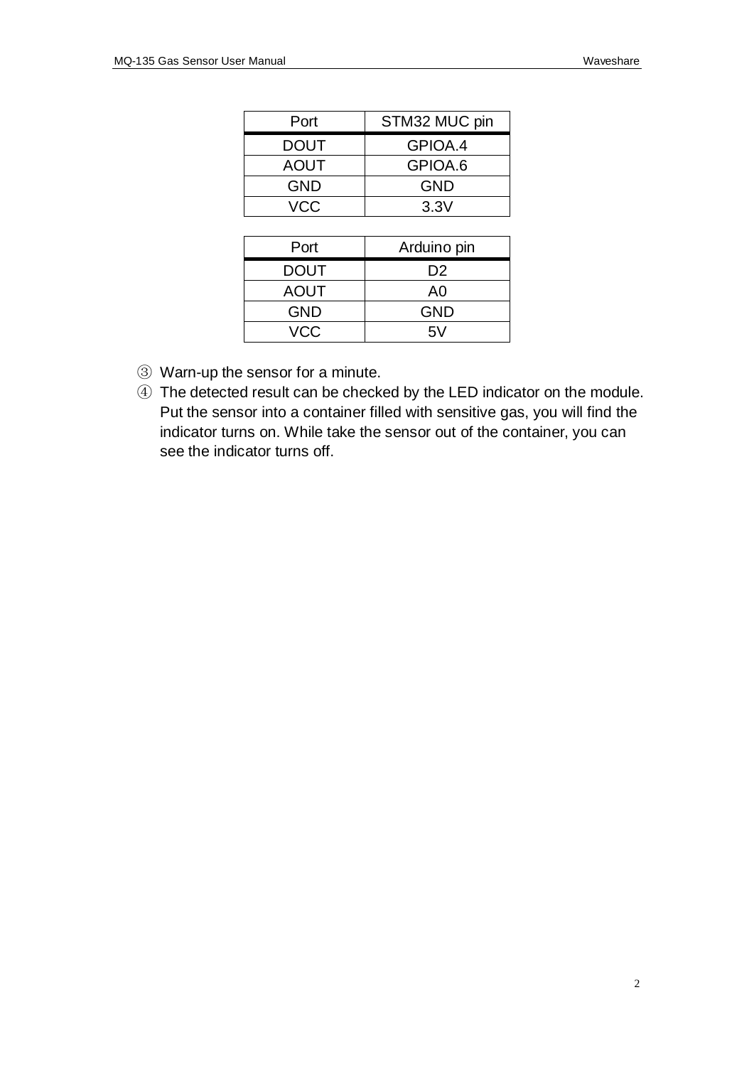| Port | STM32 MUC pin |
|---|---|
| DOUT | GPIOA.4 |
| AOUT | GPIOA.6 |
| GND | GND |
| VCC | 3.3V |

| Port | Arduino pin |
|---|---|
| DOUT | D2 |
| AOUT | A0 |
| GND | GND |
| VCC | 5V |

③ Warn-up the sensor for a minute.

④ The detected result can be checked by the LED indicator on the module. Put the sensor into a container filled with sensitive gas, you will find the indicator turns on. While take the sensor out of the container, you can see the indicator turns off.